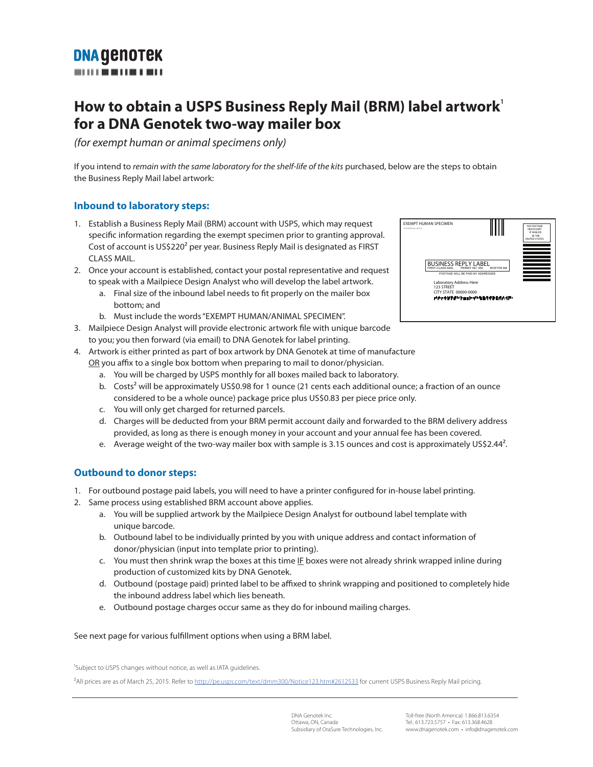# How to obtain a USPS Business Reply Mail (BRM) label artwork[1] for a DNA Genotek two-way mailer box

*(for exempt human or animal specimens only)*

If you intend to *remain with the same laboratory for the shelf-life of the kits* purchased, below are the steps to obtain the Business Reply Mail label artwork:

## Inbound to laboratory steps:

1. Establish a Business Reply Mail (BRM) account with USPS, which may request specific information regarding the exempt specimen prior to granting approval. Cost of account is US$220[2] per year. Business Reply Mail is designated as FIRST CLASS MAIL.
2. Once your account is established, contact your postal representative and request to speak with a Mailpiece Design Analyst who will develop the label artwork.
   a. Final size of the inbound label needs to fit properly on the mailer box bottom; and
   b. Must include the words "EXEMPT HUMAN/ANIMAL SPECIMEN".
3. Mailpiece Design Analyst will provide electronic artwork file with unique barcode to you; you then forward (via email) to DNA Genotek for label printing.
4. Artwork is either printed as part of box artwork by DNA Genotek at time of manufacture OR you affix to a single box bottom when preparing to mail to donor/physician.
   a. You will be charged by USPS monthly for all boxes mailed back to laboratory.
   b. Costs[2] will be approximately US$0.98 for 1 ounce (21 cents each additional ounce; a fraction of an ounce considered to be a whole ounce) package price plus US$0.83 per piece price only.
   c. You will only get charged for returned parcels.
   d. Charges will be deducted from your BRM permit account daily and forwarded to the BRM delivery address provided, as long as there is enough money in your account and your annual fee has been covered.
   e. Average weight of the two-way mailer box with sample is 3.15 ounces and cost is approximately US$2.44[2].

EXEMPT HUMAN SPECIMEN

NO POSTAGE NECESSARY IF MAILED IN THE UNITED STATES

BUSINESS REPLY LABEL
FIRST-CLASS MAIL PERMIT NO. 454 BOSTON MA
POSTAGE WILL BE PAID BY ADDRESSEE

Laboratory Address Here
123 STREET
CITY STATE 00000-0000

## Outbound to donor steps:

1. For outbound postage paid labels, you will need to have a printer configured for in-house label printing.
2. Same process using established BRM account above applies.
   a. You will be supplied artwork by the Mailpiece Design Analyst for outbound label template with unique barcode.
   b. Outbound label to be individually printed by you with unique address and contact information of donor/physician (input into template prior to printing).
   c. You must then shrink wrap the boxes at this time IF boxes were not already shrink wrapped inline during production of customized kits by DNA Genotek.
   d. Outbound (postage paid) printed label to be affixed to shrink wrapping and positioned to completely hide the inbound address label which lies beneath.
   e. Outbound postage charges occur same as they do for inbound mailing charges.

See next page for various fulfillment options when using a BRM label.

[1] Subject to USPS changes without notice, as well as IATA guidelines.

[2] All prices are as of March 25, 2015. Refer to http://pe.usps.com/text/dmm300/Notice123.htm#2612533 for current USPS Business Reply Mail pricing.

DNA Genotek Inc.
Ottawa, ON, Canada
Subsidiary of OraSure Technologies, Inc.

Toll-free (North America): 1.866.813.6354
Tel.: 613.723.5757 • Fax: 613.368.4628
www.dnagenotek.com • info@dnagenotek.com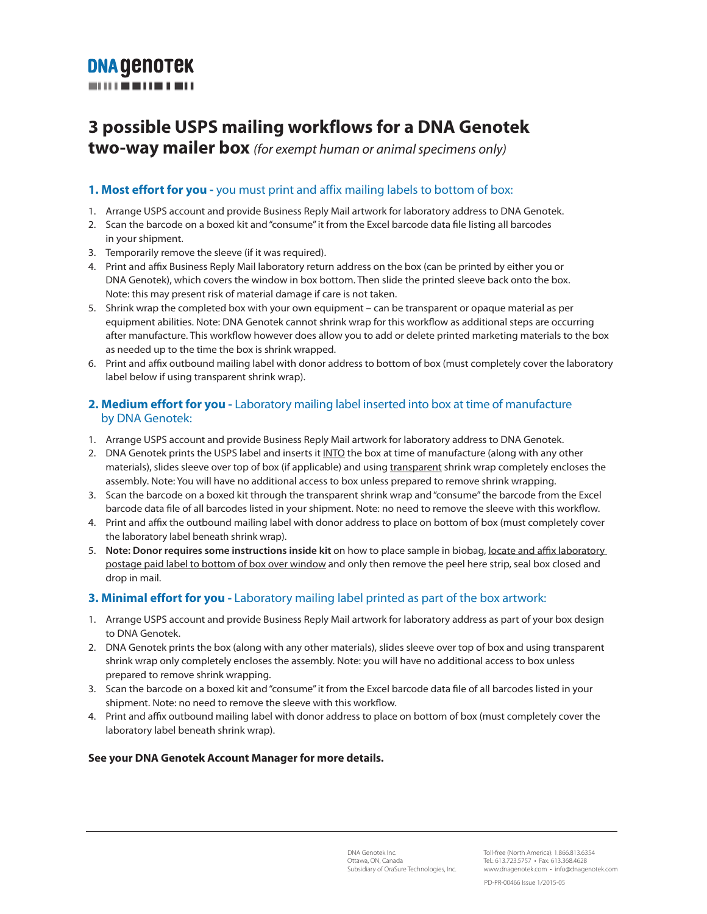DNA genotek

# 3 possible USPS mailing workflows for a DNA Genotek two-way mailer box *(for exempt human or animal specimens only)*

## 1. Most effort for you - you must print and affix mailing labels to bottom of box:

1. Arrange USPS account and provide Business Reply Mail artwork for laboratory address to DNA Genotek.
2. Scan the barcode on a boxed kit and "consume" it from the Excel barcode data file listing all barcodes in your shipment.
3. Temporarily remove the sleeve (if it was required).
4. Print and affix Business Reply Mail laboratory return address on the box (can be printed by either you or DNA Genotek), which covers the window in box bottom. Then slide the printed sleeve back onto the box. Note: this may present risk of material damage if care is not taken.
5. Shrink wrap the completed box with your own equipment – can be transparent or opaque material as per equipment abilities. Note: DNA Genotek cannot shrink wrap for this workflow as additional steps are occurring after manufacture. This workflow however does allow you to add or delete printed marketing materials to the box as needed up to the time the box is shrink wrapped.
6. Print and affix outbound mailing label with donor address to bottom of box (must completely cover the laboratory label below if using transparent shrink wrap).

## 2. Medium effort for you - Laboratory mailing label inserted into box at time of manufacture by DNA Genotek:

1. Arrange USPS account and provide Business Reply Mail artwork for laboratory address to DNA Genotek.
2. DNA Genotek prints the USPS label and inserts it INTO the box at time of manufacture (along with any other materials), slides sleeve over top of box (if applicable) and using transparent shrink wrap completely encloses the assembly. Note: You will have no additional access to box unless prepared to remove shrink wrapping.
3. Scan the barcode on a boxed kit through the transparent shrink wrap and "consume" the barcode from the Excel barcode data file of all barcodes listed in your shipment. Note: no need to remove the sleeve with this workflow.
4. Print and affix the outbound mailing label with donor address to place on bottom of box (must completely cover the laboratory label beneath shrink wrap).
5. **Note: Donor requires some instructions inside kit** on how to place sample in biobag, locate and affix laboratory postage paid label to bottom of box over window and only then remove the peel here strip, seal box closed and drop in mail.

## 3. Minimal effort for you - Laboratory mailing label printed as part of the box artwork:

1. Arrange USPS account and provide Business Reply Mail artwork for laboratory address as part of your box design to DNA Genotek.
2. DNA Genotek prints the box (along with any other materials), slides sleeve over top of box and using transparent shrink wrap only completely encloses the assembly. Note: you will have no additional access to box unless prepared to remove shrink wrapping.
3. Scan the barcode on a boxed kit and "consume" it from the Excel barcode data file of all barcodes listed in your shipment. Note: no need to remove the sleeve with this workflow.
4. Print and affix outbound mailing label with donor address to place on bottom of box (must completely cover the laboratory label beneath shrink wrap).

**See your DNA Genotek Account Manager for more details.**

DNA Genotek Inc.
Ottawa, ON, Canada
Subsidiary of OraSure Technologies, Inc.

Toll-free (North America): 1.866.813.6354
Tel.: 613.723.5757 • Fax: 613.368.4628
www.dnagenotek.com • info@dnagenotek.com

PD-PR-00466 Issue 1/2015-05